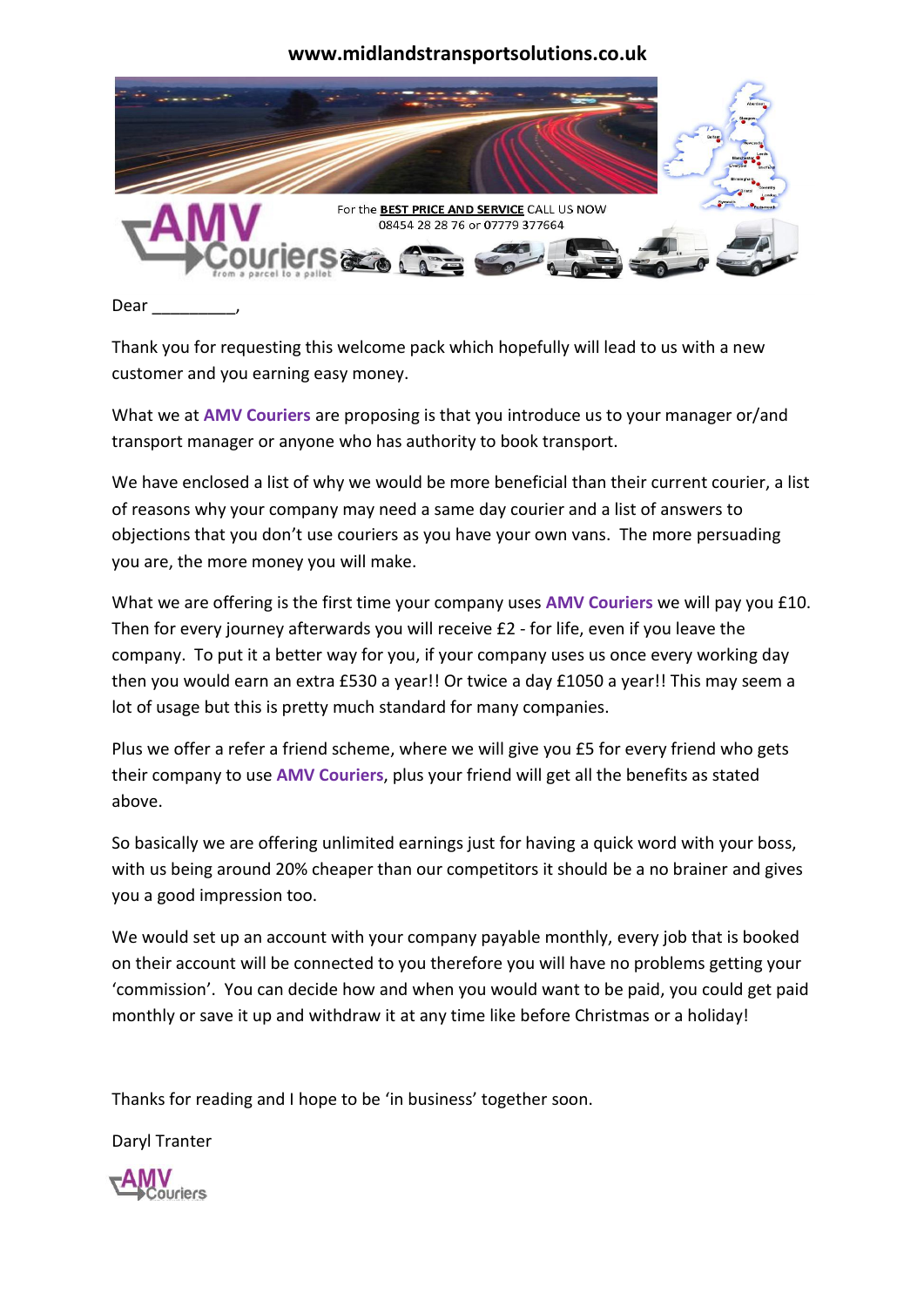www.midlandstransportsolutions.co.uk

For the **BEST PRICE AND SERVICE** CALL US NOW
08454 28 28 76 or 07779 377664

Dear _________,

Thank you for requesting this welcome pack which hopefully will lead to us with a new customer and you earning easy money.

What we at **AMV Couriers** are proposing is that you introduce us to your manager or/and transport manager or anyone who has authority to book transport.

We have enclosed a list of why we would be more beneficial than their current courier, a list of reasons why your company may need a same day courier and a list of answers to objections that you don't use couriers as you have your own vans. The more persuading you are, the more money you will make.

What we are offering is the first time your company uses **AMV Couriers** we will pay you £10. Then for every journey afterwards you will receive £2 - for life, even if you leave the company. To put it a better way for you, if your company uses us once every working day then you would earn an extra £530 a year!! Or twice a day £1050 a year!! This may seem a lot of usage but this is pretty much standard for many companies.

Plus we offer a refer a friend scheme, where we will give you £5 for every friend who gets their company to use **AMV Couriers**, plus your friend will get all the benefits as stated above.

So basically we are offering unlimited earnings just for having a quick word with your boss, with us being around 20% cheaper than our competitors it should be a no brainer and gives you a good impression too.

We would set up an account with your company payable monthly, every job that is booked on their account will be connected to you therefore you will have no problems getting your 'commission'. You can decide how and when you would want to be paid, you could get paid monthly or save it up and withdraw it at any time like before Christmas or a holiday!

Thanks for reading and I hope to be 'in business' together soon.

Daryl Tranter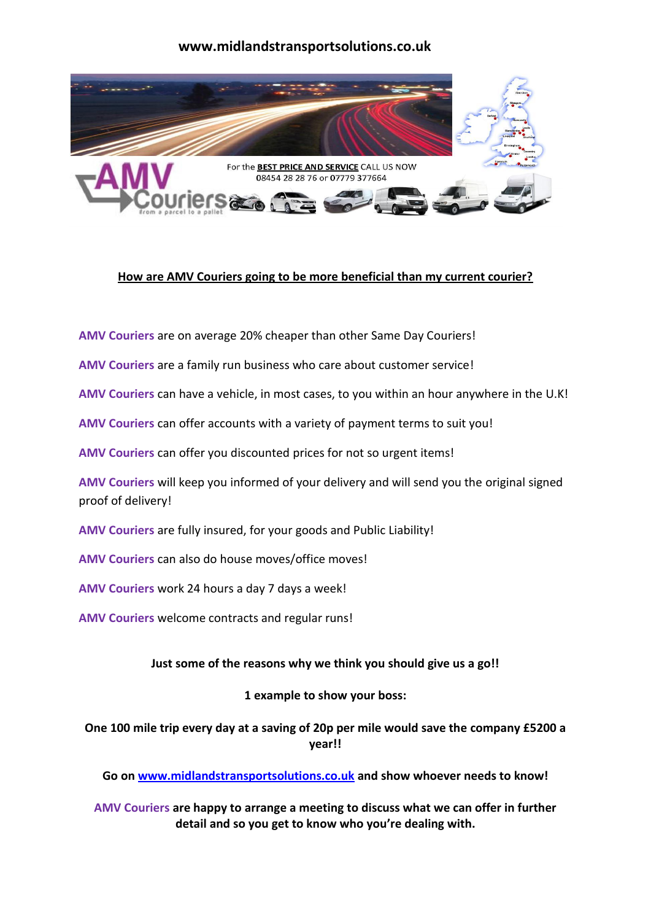www.midlandstransportsolutions.co.uk

For the **BEST PRICE AND SERVICE** CALL US NOW
08454 28 28 76 or 07779 377664

AMV Couriers
from a parcel to a pallet

## How are AMV Couriers going to be more beneficial than my current courier?

AMV Couriers are on average 20% cheaper than other Same Day Couriers!

AMV Couriers are a family run business who care about customer service!

AMV Couriers can have a vehicle, in most cases, to you within an hour anywhere in the U.K!

AMV Couriers can offer accounts with a variety of payment terms to suit you!

AMV Couriers can offer you discounted prices for not so urgent items!

AMV Couriers will keep you informed of your delivery and will send you the original signed proof of delivery!

AMV Couriers are fully insured, for your goods and Public Liability!

AMV Couriers can also do house moves/office moves!

AMV Couriers work 24 hours a day 7 days a week!

AMV Couriers welcome contracts and regular runs!

**Just some of the reasons why we think you should give us a go!!**

**1 example to show your boss:**

**One 100 mile trip every day at a saving of 20p per mile would save the company £5200 a year!!**

**Go on www.midlandstransportsolutions.co.uk and show whoever needs to know!**

**AMV Couriers are happy to arrange a meeting to discuss what we can offer in further detail and so you get to know who you're dealing with.**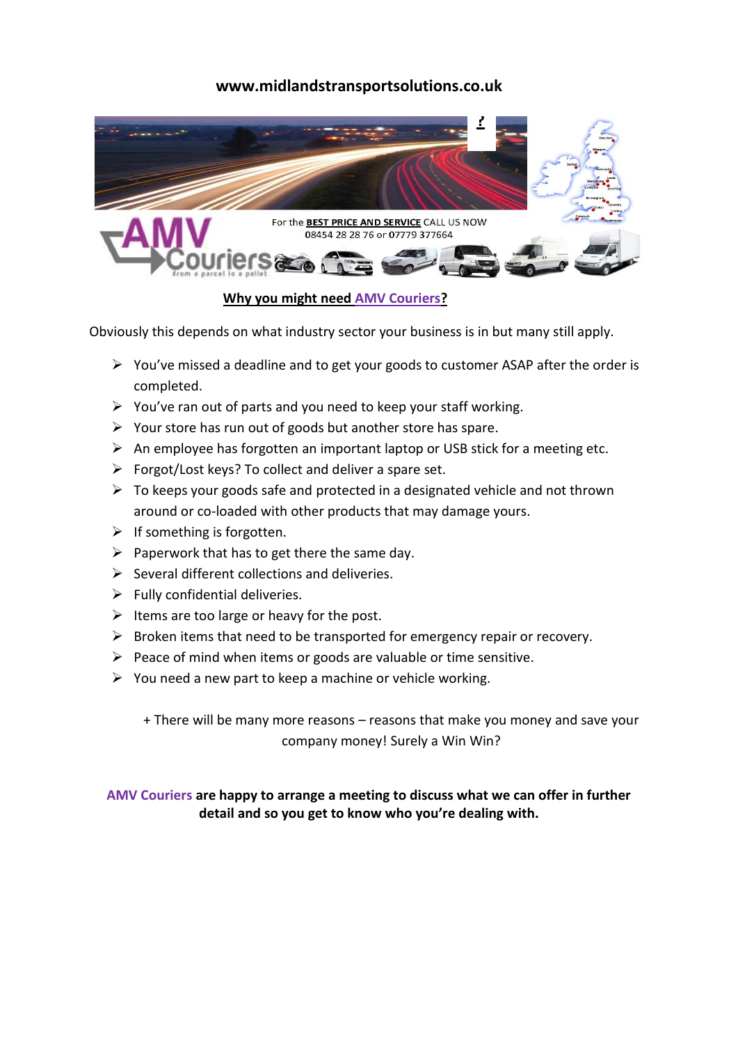**www.midlandstransportsolutions.co.uk**

For the **BEST PRICE AND SERVICE** CALL US NOW
08454 28 28 76 or 07779 377664

## Why you might need AMV Couriers?

Obviously this depends on what industry sector your business is in but many still apply.

- You've missed a deadline and to get your goods to customer ASAP after the order is completed.
- You've ran out of parts and you need to keep your staff working.
- Your store has run out of goods but another store has spare.
- An employee has forgotten an important laptop or USB stick for a meeting etc.
- Forgot/Lost keys? To collect and deliver a spare set.
- To keeps your goods safe and protected in a designated vehicle and not thrown around or co-loaded with other products that may damage yours.
- If something is forgotten.
- Paperwork that has to get there the same day.
- Several different collections and deliveries.
- Fully confidential deliveries.
- Items are too large or heavy for the post.
- Broken items that need to be transported for emergency repair or recovery.
- Peace of mind when items or goods are valuable or time sensitive.
- You need a new part to keep a machine or vehicle working.

+ There will be many more reasons – reasons that make you money and save your company money! Surely a Win Win?

**AMV Couriers are happy to arrange a meeting to discuss what we can offer in further detail and so you get to know who you're dealing with.**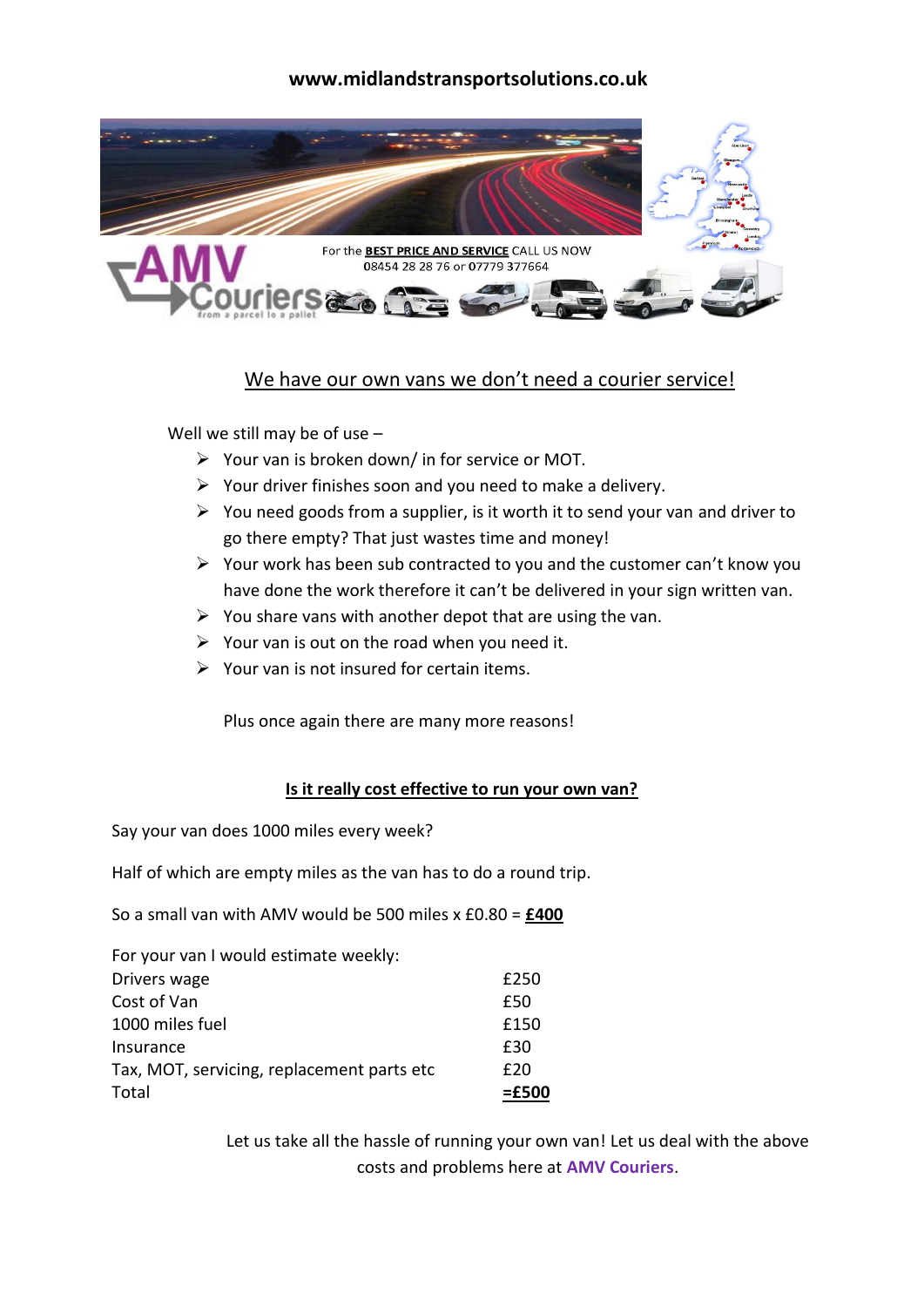www.midlandstransportsolutions.co.uk

For the **BEST PRICE AND SERVICE** CALL US NOW
08454 28 28 76 or 07779 377664

## We have our own vans we don't need a courier service!

Well we still may be of use –

- Your van is broken down/ in for service or MOT.
- Your driver finishes soon and you need to make a delivery.
- You need goods from a supplier, is it worth it to send your van and driver to go there empty? That just wastes time and money!
- Your work has been sub contracted to you and the customer can't know you have done the work therefore it can't be delivered in your sign written van.
- You share vans with another depot that are using the van.
- Your van is out on the road when you need it.
- Your van is not insured for certain items.

Plus once again there are many more reasons!

### Is it really cost effective to run your own van?

Say your van does 1000 miles every week?

Half of which are empty miles as the van has to do a round trip.

So a small van with AMV would be 500 miles x £0.80 = **£400**

For your van I would estimate weekly:

| | |
|---|---|
| Drivers wage | £250 |
| Cost of Van | £50 |
| 1000 miles fuel | £150 |
| Insurance | £30 |
| Tax, MOT, servicing, replacement parts etc | £20 |
| Total | **=£500** |

Let us take all the hassle of running your own van! Let us deal with the above costs and problems here at **AMV Couriers**.